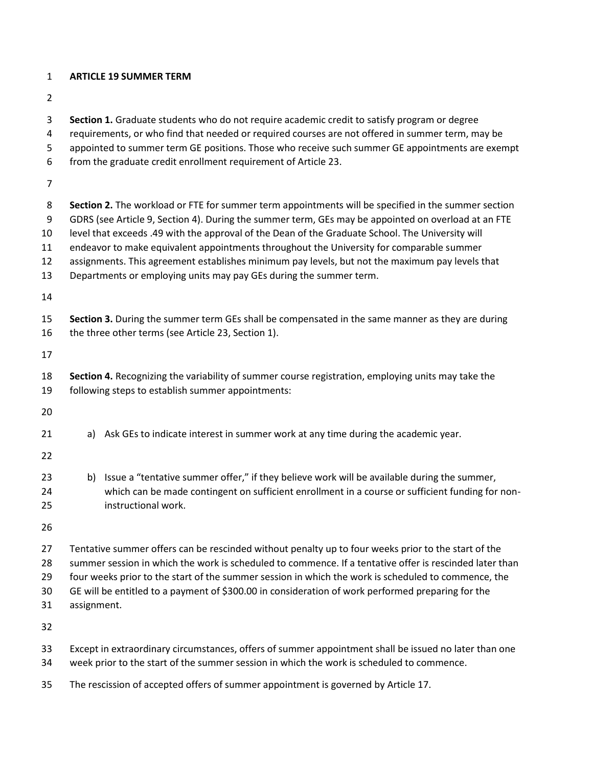# ARTICLE 19 SUMMER TERM

**Section 1.** Graduate students who do not require academic credit to satisfy program or degree requirements, or who find that needed or required courses are not offered in summer term, may be appointed to summer term GE positions. Those who receive such summer GE appointments are exempt from the graduate credit enrollment requirement of Article 23.

**Section 2.** The workload or FTE for summer term appointments will be specified in the summer section GDRS (see Article 9, Section 4). During the summer term, GEs may be appointed on overload at an FTE level that exceeds .49 with the approval of the Dean of the Graduate School. The University will endeavor to make equivalent appointments throughout the University for comparable summer assignments. This agreement establishes minimum pay levels, but not the maximum pay levels that Departments or employing units may pay GEs during the summer term.

**Section 3.** During the summer term GEs shall be compensated in the same manner as they are during the three other terms (see Article 23, Section 1).

**Section 4.** Recognizing the variability of summer course registration, employing units may take the following steps to establish summer appointments:

a) Ask GEs to indicate interest in summer work at any time during the academic year.

b) Issue a "tentative summer offer," if they believe work will be available during the summer, which can be made contingent on sufficient enrollment in a course or sufficient funding for non-instructional work.

Tentative summer offers can be rescinded without penalty up to four weeks prior to the start of the summer session in which the work is scheduled to commence. If a tentative offer is rescinded later than four weeks prior to the start of the summer session in which the work is scheduled to commence, the GE will be entitled to a payment of $300.00 in consideration of work performed preparing for the assignment.

Except in extraordinary circumstances, offers of summer appointment shall be issued no later than one week prior to the start of the summer session in which the work is scheduled to commence.

The rescission of accepted offers of summer appointment is governed by Article 17.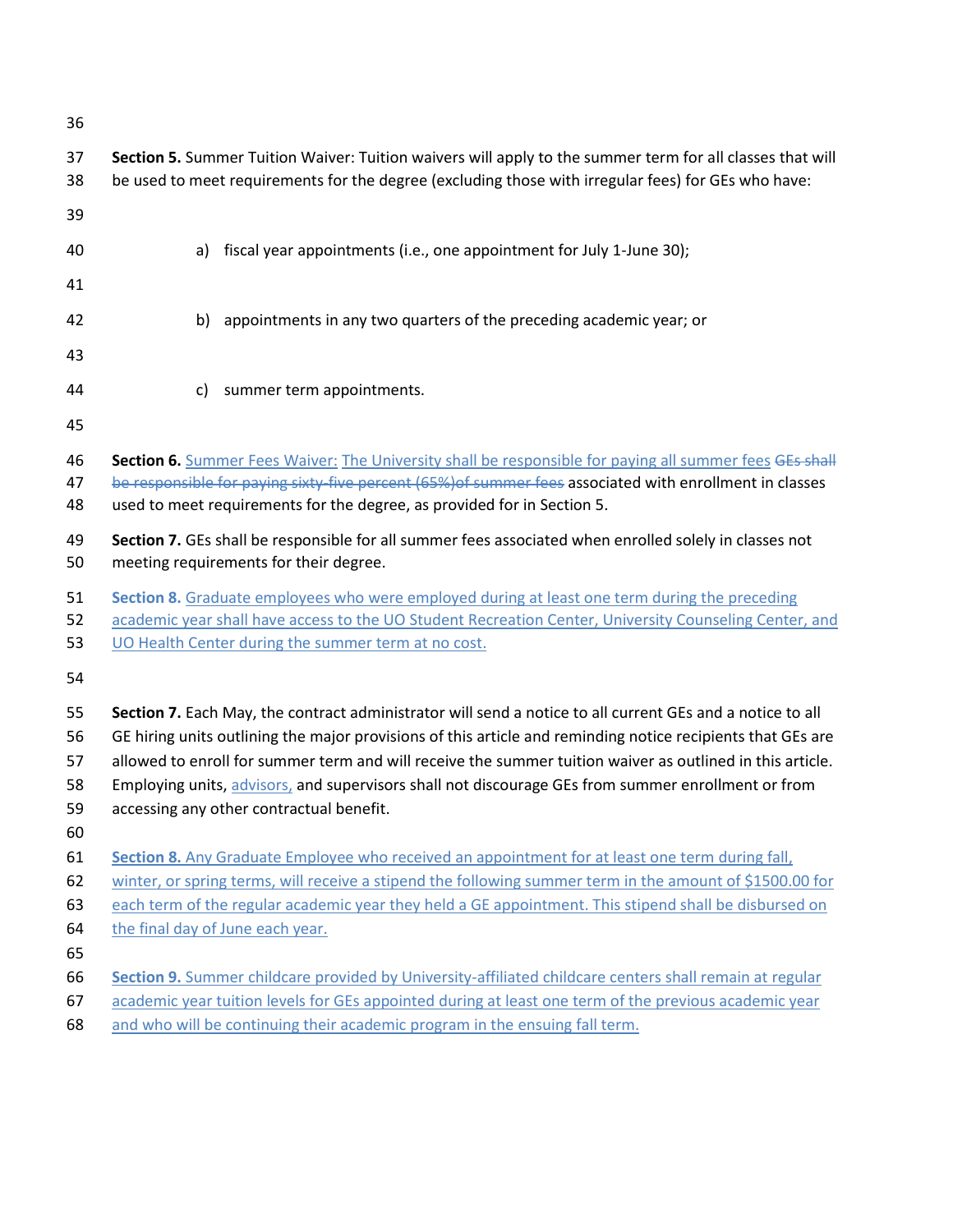**Section 5.** Summer Tuition Waiver: Tuition waivers will apply to the summer term for all classes that will be used to meet requirements for the degree (excluding those with irregular fees) for GEs who have:

a) fiscal year appointments (i.e., one appointment for July 1-June 30);

b) appointments in any two quarters of the preceding academic year; or

c) summer term appointments.

**Section 6.** Summer Fees Waiver: The University shall be responsible for paying all summer fees ~~GEs shall be responsible for paying sixty-five percent (65%)of summer fees~~ associated with enrollment in classes used to meet requirements for the degree, as provided for in Section 5.

**Section 7.** GEs shall be responsible for all summer fees associated when enrolled solely in classes not meeting requirements for their degree.

**Section 8.** Graduate employees who were employed during at least one term during the preceding academic year shall have access to the UO Student Recreation Center, University Counseling Center, and UO Health Center during the summer term at no cost.

**Section 7.** Each May, the contract administrator will send a notice to all current GEs and a notice to all GE hiring units outlining the major provisions of this article and reminding notice recipients that GEs are allowed to enroll for summer term and will receive the summer tuition waiver as outlined in this article. Employing units, advisors, and supervisors shall not discourage GEs from summer enrollment or from accessing any other contractual benefit.

**Section 8.** Any Graduate Employee who received an appointment for at least one term during fall, winter, or spring terms, will receive a stipend the following summer term in the amount of $1500.00 for each term of the regular academic year they held a GE appointment. This stipend shall be disbursed on the final day of June each year.

**Section 9.** Summer childcare provided by University-affiliated childcare centers shall remain at regular academic year tuition levels for GEs appointed during at least one term of the previous academic year and who will be continuing their academic program in the ensuing fall term.